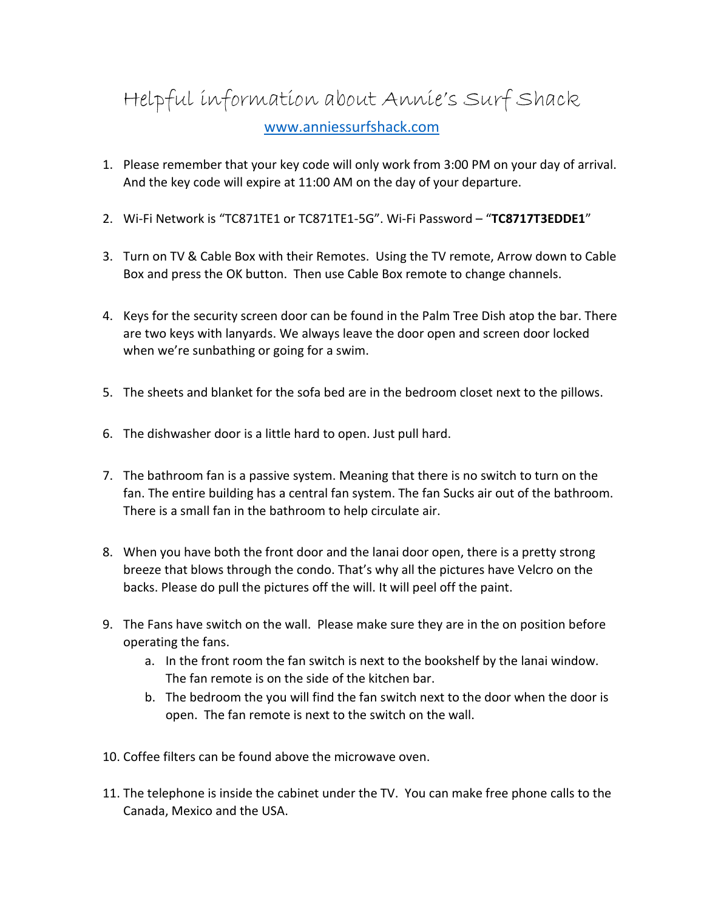# Helpful information about Annie's Surf Shack

[www.anniessurfshack.com](http://www.anniessurfshack.com)

1. Please remember that your key code will only work from 3:00 PM on your day of arrival. And the key code will expire at 11:00 AM on the day of your departure.

2. Wi-Fi Network is "TC871TE1 or TC871TE1-5G". Wi-Fi Password – "**TC8717T3EDDE1**"

3. Turn on TV & Cable Box with their Remotes. Using the TV remote, Arrow down to Cable Box and press the OK button. Then use Cable Box remote to change channels.

4. Keys for the security screen door can be found in the Palm Tree Dish atop the bar. There are two keys with lanyards. We always leave the door open and screen door locked when we're sunbathing or going for a swim.

5. The sheets and blanket for the sofa bed are in the bedroom closet next to the pillows.

6. The dishwasher door is a little hard to open. Just pull hard.

7. The bathroom fan is a passive system. Meaning that there is no switch to turn on the fan. The entire building has a central fan system. The fan Sucks air out of the bathroom. There is a small fan in the bathroom to help circulate air.

8. When you have both the front door and the lanai door open, there is a pretty strong breeze that blows through the condo. That's why all the pictures have Velcro on the backs. Please do pull the pictures off the will. It will peel off the paint.

9. The Fans have switch on the wall. Please make sure they are in the on position before operating the fans.
   a. In the front room the fan switch is next to the bookshelf by the lanai window. The fan remote is on the side of the kitchen bar.
   b. The bedroom the you will find the fan switch next to the door when the door is open. The fan remote is next to the switch on the wall.

10. Coffee filters can be found above the microwave oven.

11. The telephone is inside the cabinet under the TV. You can make free phone calls to the Canada, Mexico and the USA.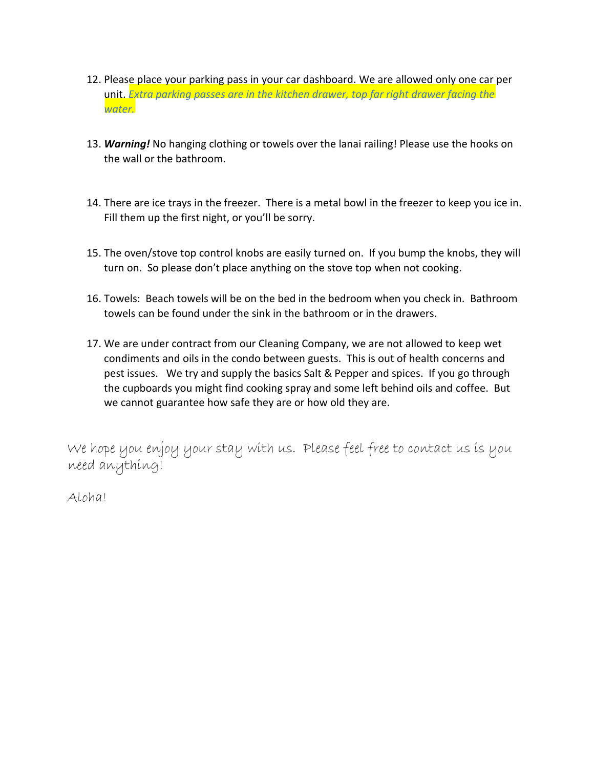12. Please place your parking pass in your car dashboard. We are allowed only one car per unit. *Extra parking passes are in the kitchen drawer, top far right drawer facing the water.*

13. ***Warning!*** No hanging clothing or towels over the lanai railing! Please use the hooks on the wall or the bathroom.

14. There are ice trays in the freezer. There is a metal bowl in the freezer to keep you ice in. Fill them up the first night, or you'll be sorry.

15. The oven/stove top control knobs are easily turned on. If you bump the knobs, they will turn on. So please don't place anything on the stove top when not cooking.

16. Towels: Beach towels will be on the bed in the bedroom when you check in. Bathroom towels can be found under the sink in the bathroom or in the drawers.

17. We are under contract from our Cleaning Company, we are not allowed to keep wet condiments and oils in the condo between guests. This is out of health concerns and pest issues. We try and supply the basics Salt & Pepper and spices. If you go through the cupboards you might find cooking spray and some left behind oils and coffee. But we cannot guarantee how safe they are or how old they are.

We hope you enjoy your stay with us. Please feel free to contact us is you need anything!

Aloha!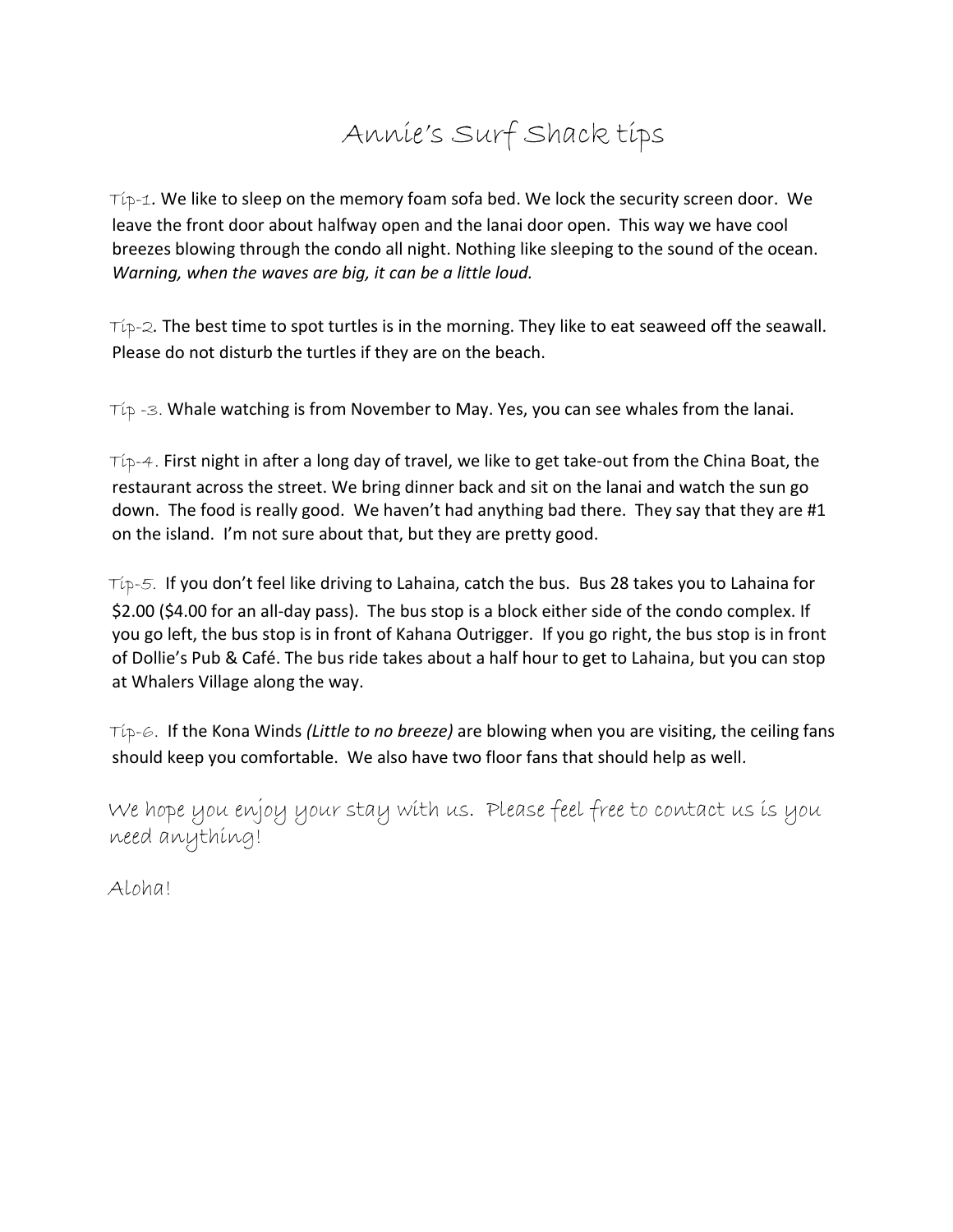# Annie's Surf Shack tips

Tip-1. We like to sleep on the memory foam sofa bed. We lock the security screen door. We leave the front door about halfway open and the lanai door open. This way we have cool breezes blowing through the condo all night. Nothing like sleeping to the sound of the ocean. *Warning, when the waves are big, it can be a little loud.*

Tip-2. The best time to spot turtles is in the morning. They like to eat seaweed off the seawall. Please do not disturb the turtles if they are on the beach.

Tip -3. Whale watching is from November to May. Yes, you can see whales from the lanai.

Tip-4. First night in after a long day of travel, we like to get take-out from the China Boat, the restaurant across the street. We bring dinner back and sit on the lanai and watch the sun go down. The food is really good. We haven't had anything bad there. They say that they are #1 on the island. I'm not sure about that, but they are pretty good.

Tip-5. If you don't feel like driving to Lahaina, catch the bus. Bus 28 takes you to Lahaina for $2.00 ($4.00 for an all-day pass). The bus stop is a block either side of the condo complex. If you go left, the bus stop is in front of Kahana Outrigger. If you go right, the bus stop is in front of Dollie's Pub & Café. The bus ride takes about a half hour to get to Lahaina, but you can stop at Whalers Village along the way.

Tip-6. If the Kona Winds *(Little to no breeze)* are blowing when you are visiting, the ceiling fans should keep you comfortable. We also have two floor fans that should help as well.

We hope you enjoy your stay with us. Please feel free to contact us is you need anything!

Aloha!